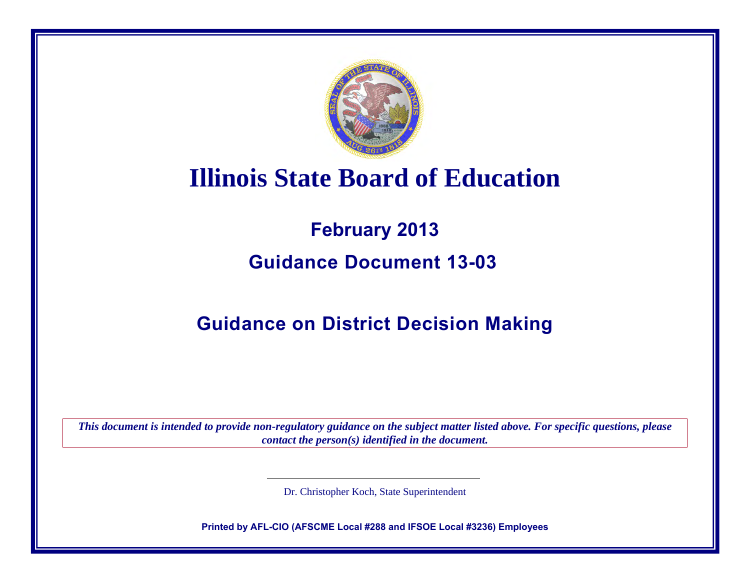# Illinois State Board of Education

## February 2013

## Guidance Document 13-03

## Guidance on District Decision Making

*This document is intended to provide non-regulatory guidance on the subject matter listed above. For specific questions, please contact the person(s) identified in the document.*

Dr. Christopher Koch, State Superintendent

**Printed by AFL-CIO (AFSCME Local #288 and IFSOE Local #3236) Employees**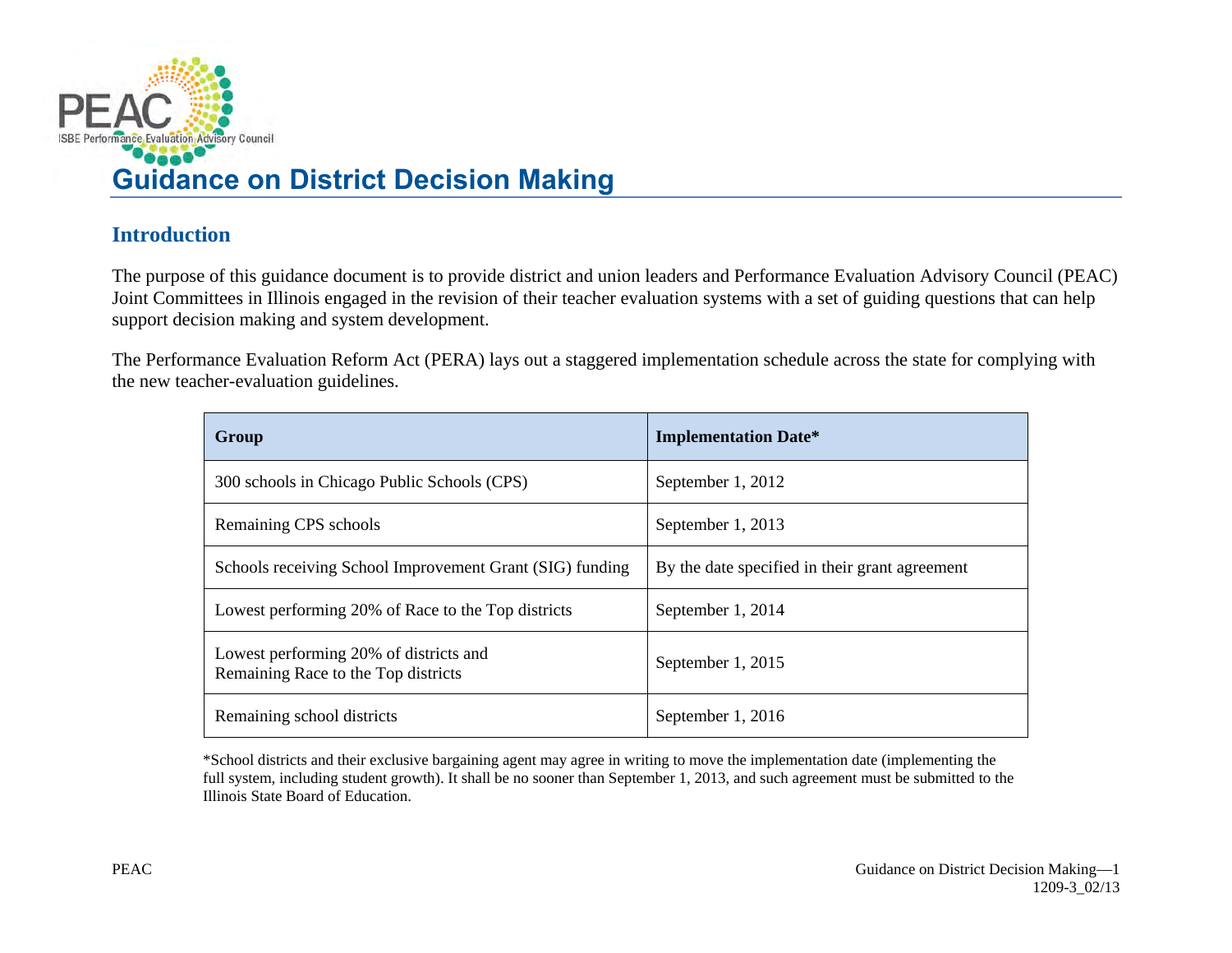# Guidance on District Decision Making

## Introduction

The purpose of this guidance document is to provide district and union leaders and Performance Evaluation Advisory Council (PEAC) Joint Committees in Illinois engaged in the revision of their teacher evaluation systems with a set of guiding questions that can help support decision making and system development.

The Performance Evaluation Reform Act (PERA) lays out a staggered implementation schedule across the state for complying with the new teacher-evaluation guidelines.

| Group | Implementation Date* |
|---|---|
| 300 schools in Chicago Public Schools (CPS) | September 1, 2012 |
| Remaining CPS schools | September 1, 2013 |
| Schools receiving School Improvement Grant (SIG) funding | By the date specified in their grant agreement |
| Lowest performing 20% of Race to the Top districts | September 1, 2014 |
| Lowest performing 20% of districts and Remaining Race to the Top districts | September 1, 2015 |
| Remaining school districts | September 1, 2016 |

*School districts and their exclusive bargaining agent may agree in writing to move the implementation date (implementing the full system, including student growth). It shall be no sooner than September 1, 2013, and such agreement must be submitted to the Illinois State Board of Education.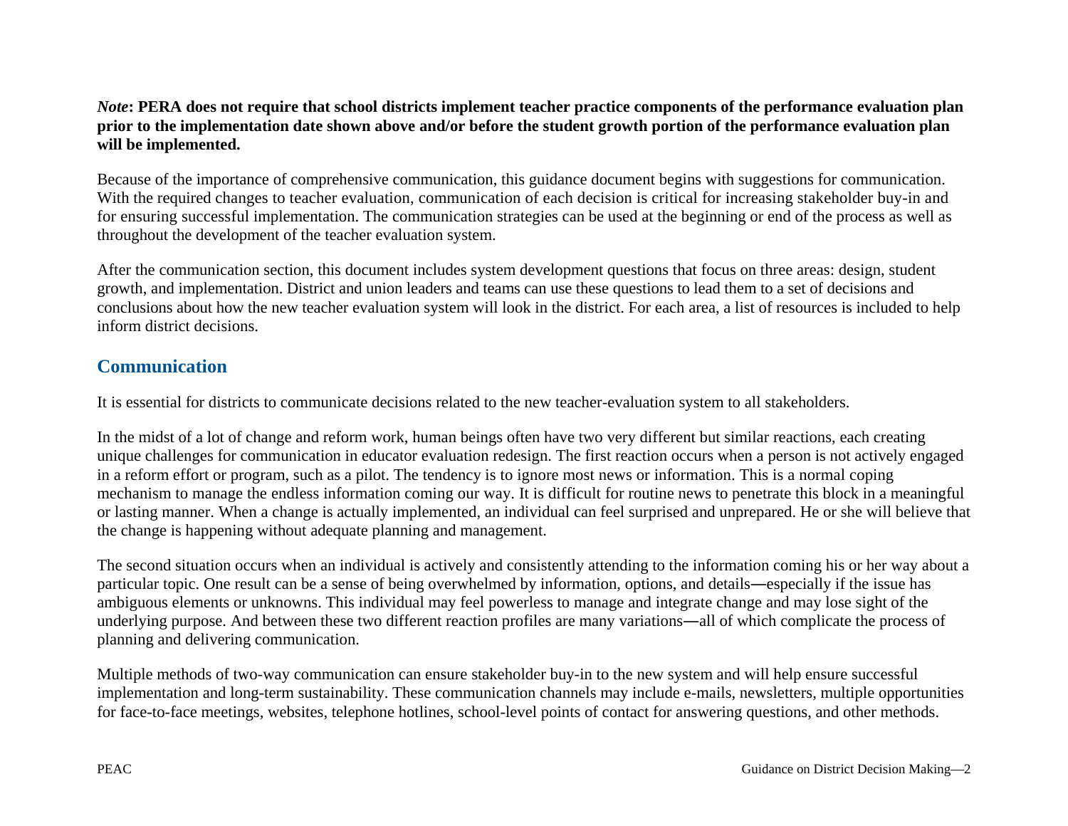***Note*: PERA does not require that school districts implement teacher practice components of the performance evaluation plan prior to the implementation date shown above and/or before the student growth portion of the performance evaluation plan will be implemented.**

Because of the importance of comprehensive communication, this guidance document begins with suggestions for communication. With the required changes to teacher evaluation, communication of each decision is critical for increasing stakeholder buy-in and for ensuring successful implementation. The communication strategies can be used at the beginning or end of the process as well as throughout the development of the teacher evaluation system.

After the communication section, this document includes system development questions that focus on three areas: design, student growth, and implementation. District and union leaders and teams can use these questions to lead them to a set of decisions and conclusions about how the new teacher evaluation system will look in the district. For each area, a list of resources is included to help inform district decisions.

## Communication

It is essential for districts to communicate decisions related to the new teacher-evaluation system to all stakeholders.

In the midst of a lot of change and reform work, human beings often have two very different but similar reactions, each creating unique challenges for communication in educator evaluation redesign. The first reaction occurs when a person is not actively engaged in a reform effort or program, such as a pilot. The tendency is to ignore most news or information. This is a normal coping mechanism to manage the endless information coming our way. It is difficult for routine news to penetrate this block in a meaningful or lasting manner. When a change is actually implemented, an individual can feel surprised and unprepared. He or she will believe that the change is happening without adequate planning and management.

The second situation occurs when an individual is actively and consistently attending to the information coming his or her way about a particular topic. One result can be a sense of being overwhelmed by information, options, and details—especially if the issue has ambiguous elements or unknowns. This individual may feel powerless to manage and integrate change and may lose sight of the underlying purpose. And between these two different reaction profiles are many variations—all of which complicate the process of planning and delivering communication.

Multiple methods of two-way communication can ensure stakeholder buy-in to the new system and will help ensure successful implementation and long-term sustainability. These communication channels may include e-mails, newsletters, multiple opportunities for face-to-face meetings, websites, telephone hotlines, school-level points of contact for answering questions, and other methods.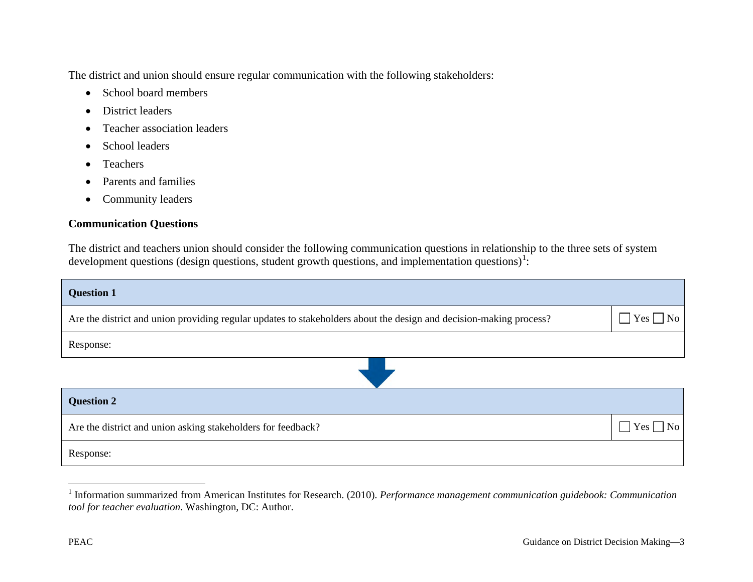The district and union should ensure regular communication with the following stakeholders:

- School board members
- District leaders
- Teacher association leaders
- School leaders
- Teachers
- Parents and families
- Community leaders

**Communication Questions**

The district and teachers union should consider the following communication questions in relationship to the three sets of system development questions (design questions, student growth questions, and implementation questions)[1]:

| **Question 1** | |
|---|---|
| Are the district and union providing regular updates to stakeholders about the design and decision-making process? | ☐ Yes ☐ No |
| Response: | |

| **Question 2** | |
|---|---|
| Are the district and union asking stakeholders for feedback? | ☐ Yes ☐ No |
| Response: | |

[1] Information summarized from American Institutes for Research. (2010). *Performance management communication guidebook: Communication tool for teacher evaluation*. Washington, DC: Author.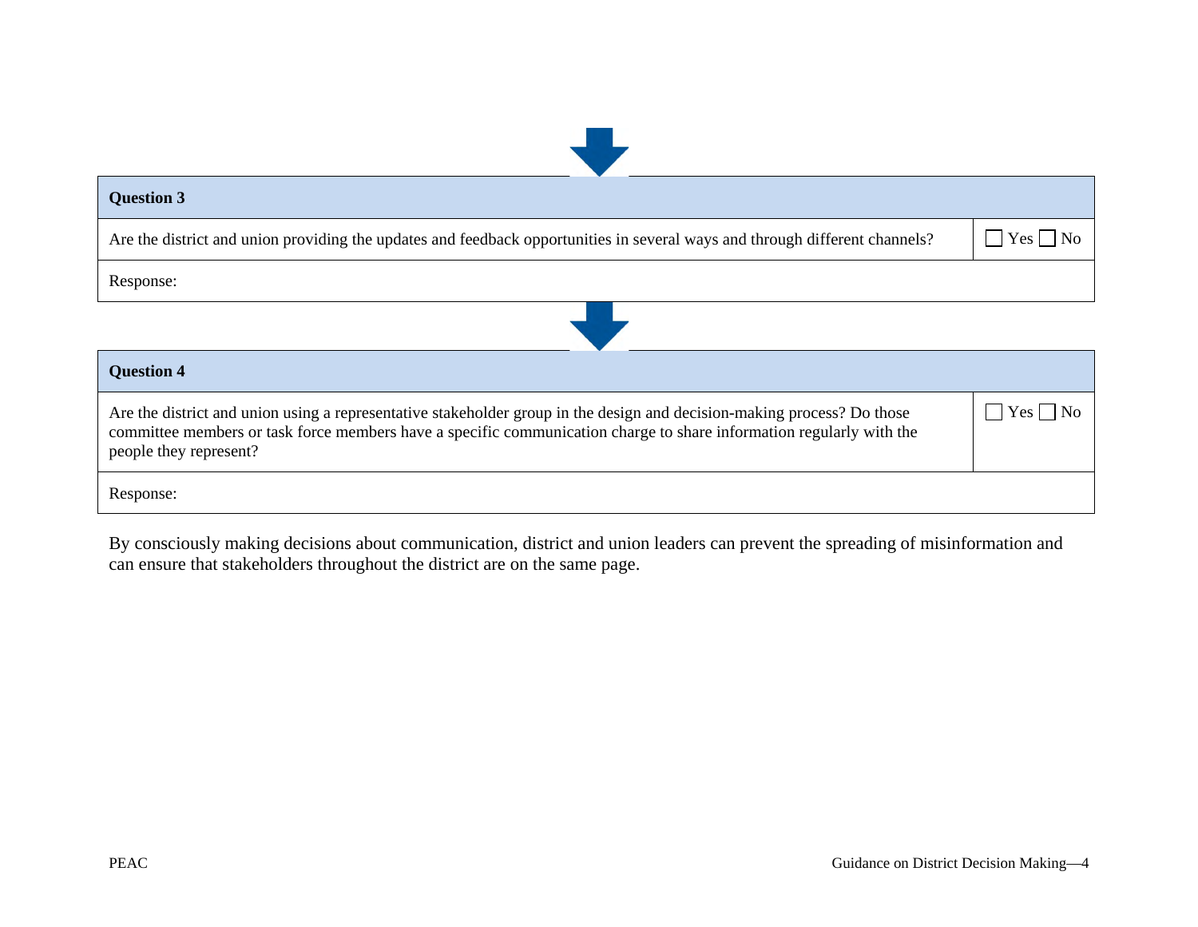| **Question 3** | |
|---|---|
| Are the district and union providing the updates and feedback opportunities in several ways and through different channels? | ☐ Yes ☐ No |
| Response: | |

| **Question 4** | |
|---|---|
| Are the district and union using a representative stakeholder group in the design and decision-making process? Do those committee members or task force members have a specific communication charge to share information regularly with the people they represent? | ☐ Yes ☐ No |
| Response: | |

By consciously making decisions about communication, district and union leaders can prevent the spreading of misinformation and can ensure that stakeholders throughout the district are on the same page.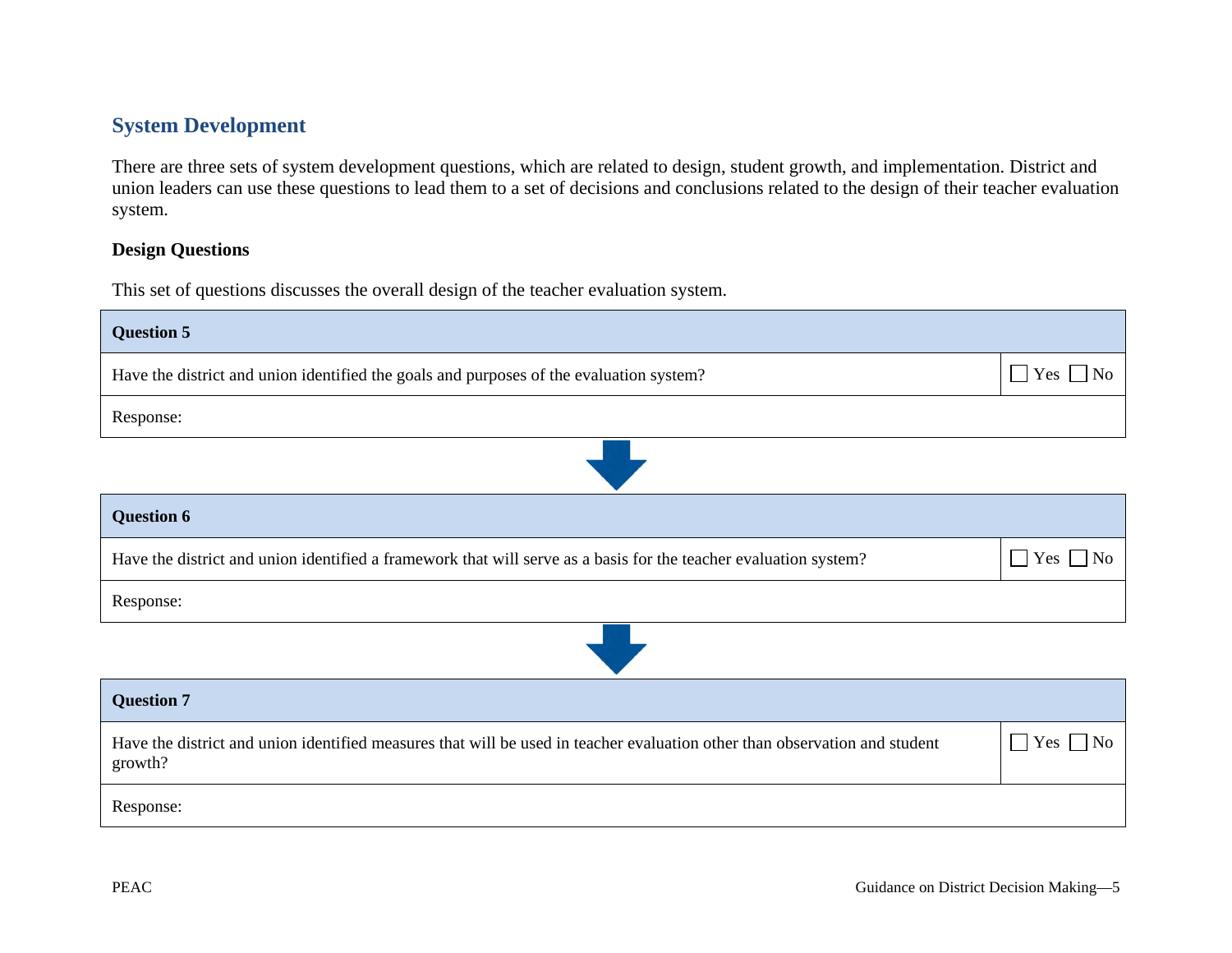## System Development

There are three sets of system development questions, which are related to design, student growth, and implementation. District and union leaders can use these questions to lead them to a set of decisions and conclusions related to the design of their teacher evaluation system.

### Design Questions

This set of questions discusses the overall design of the teacher evaluation system.

| **Question 5** | |
|---|---|
| Have the district and union identified the goals and purposes of the evaluation system? | ☐ Yes ☐ No |
| Response: | |

| **Question 6** | |
|---|---|
| Have the district and union identified a framework that will serve as a basis for the teacher evaluation system? | ☐ Yes ☐ No |
| Response: | |

| **Question 7** | |
|---|---|
| Have the district and union identified measures that will be used in teacher evaluation other than observation and student growth? | ☐ Yes ☐ No |
| Response: | |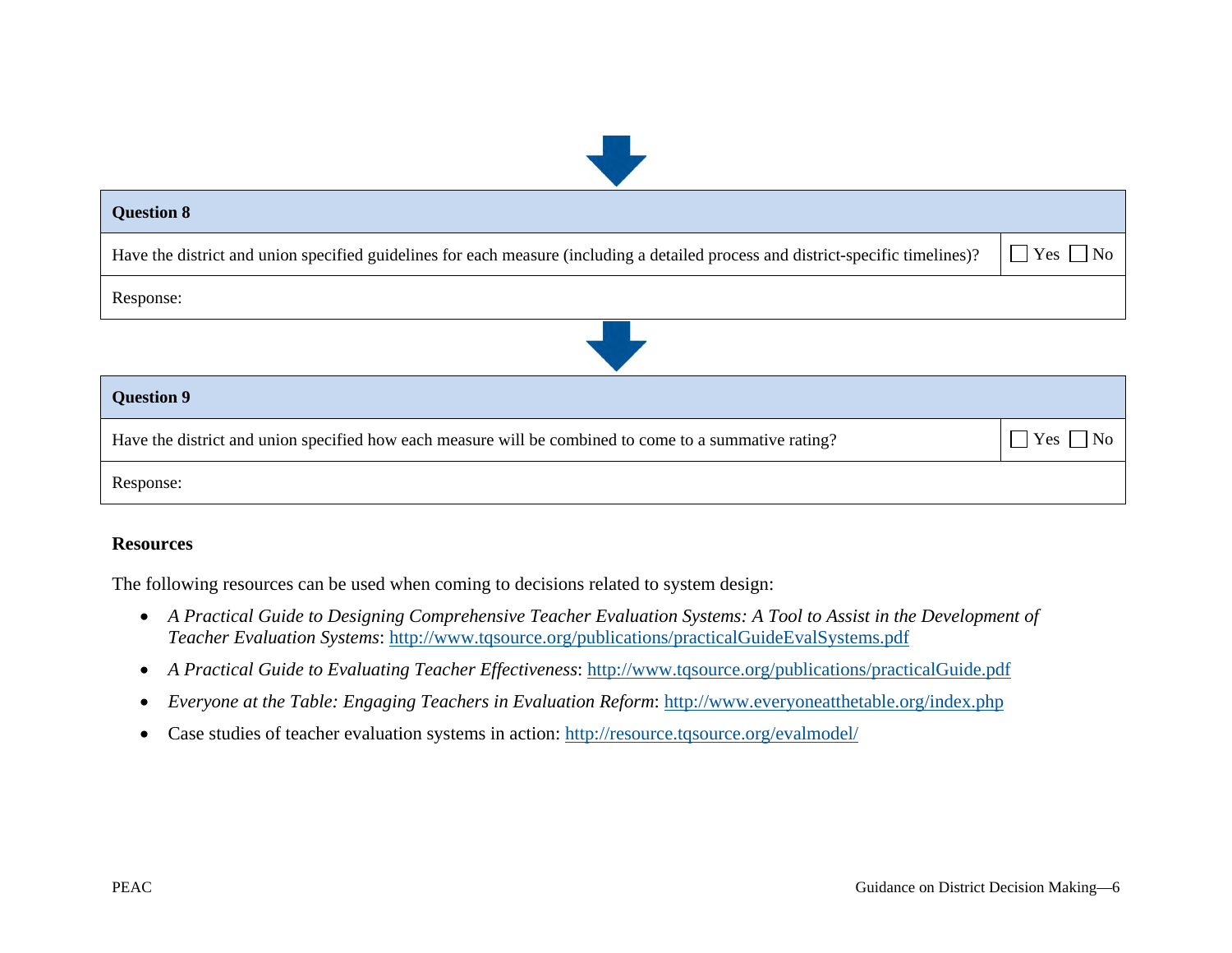| **Question 8** | |
| --- | --- |
| Have the district and union specified guidelines for each measure (including a detailed process and district-specific timelines)? | ☐ Yes ☐ No |
| Response: | |

| **Question 9** | |
| --- | --- |
| Have the district and union specified how each measure will be combined to come to a summative rating? | ☐ Yes ☐ No |
| Response: | |

**Resources**

The following resources can be used when coming to decisions related to system design:

- *A Practical Guide to Designing Comprehensive Teacher Evaluation Systems: A Tool to Assist in the Development of Teacher Evaluation Systems*: http://www.tqsource.org/publications/practicalGuideEvalSystems.pdf
- *A Practical Guide to Evaluating Teacher Effectiveness*: http://www.tqsource.org/publications/practicalGuide.pdf
- *Everyone at the Table: Engaging Teachers in Evaluation Reform*: http://www.everyoneatthetable.org/index.php
- Case studies of teacher evaluation systems in action: http://resource.tqsource.org/evalmodel/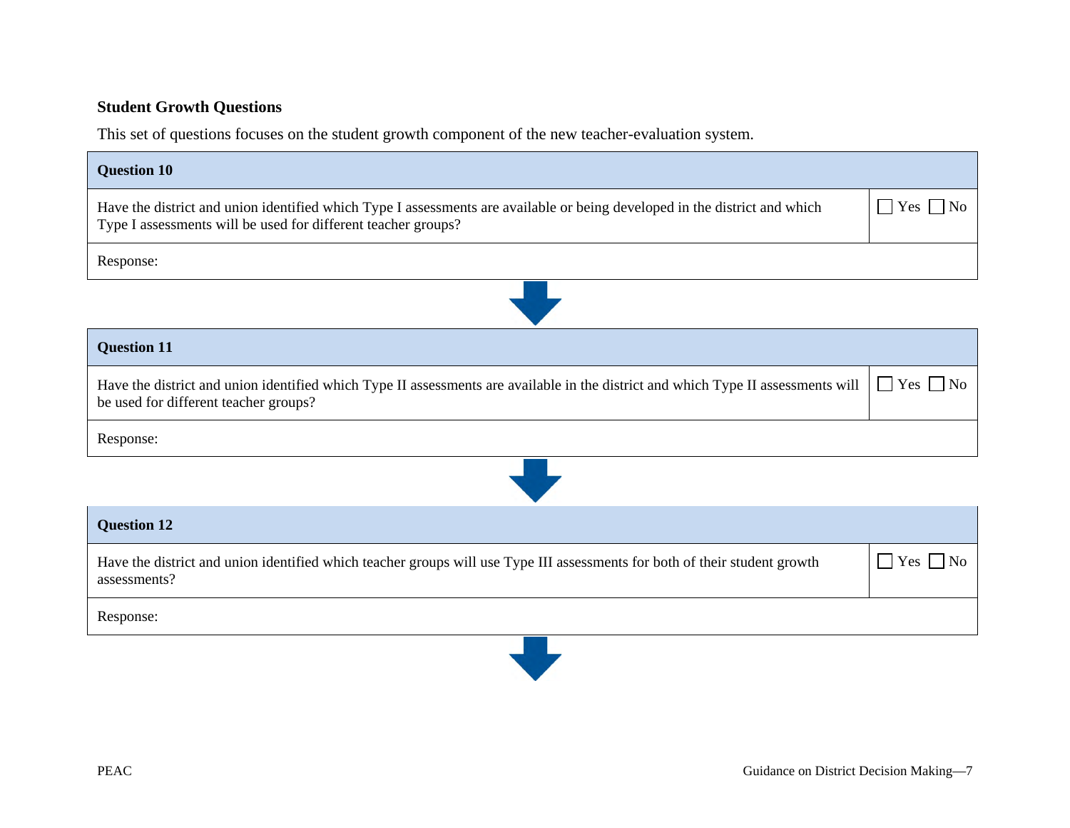### Student Growth Questions

This set of questions focuses on the student growth component of the new teacher-evaluation system.

| Question 10 | |
|---|---|
| Have the district and union identified which Type I assessments are available or being developed in the district and which Type I assessments will be used for different teacher groups? | ☐ Yes ☐ No |
| Response: | |

| Question 11 | |
|---|---|
| Have the district and union identified which Type II assessments are available in the district and which Type II assessments will be used for different teacher groups? | ☐ Yes ☐ No |
| Response: | |

| Question 12 | |
|---|---|
| Have the district and union identified which teacher groups will use Type III assessments for both of their student growth assessments? | ☐ Yes ☐ No |
| Response: | |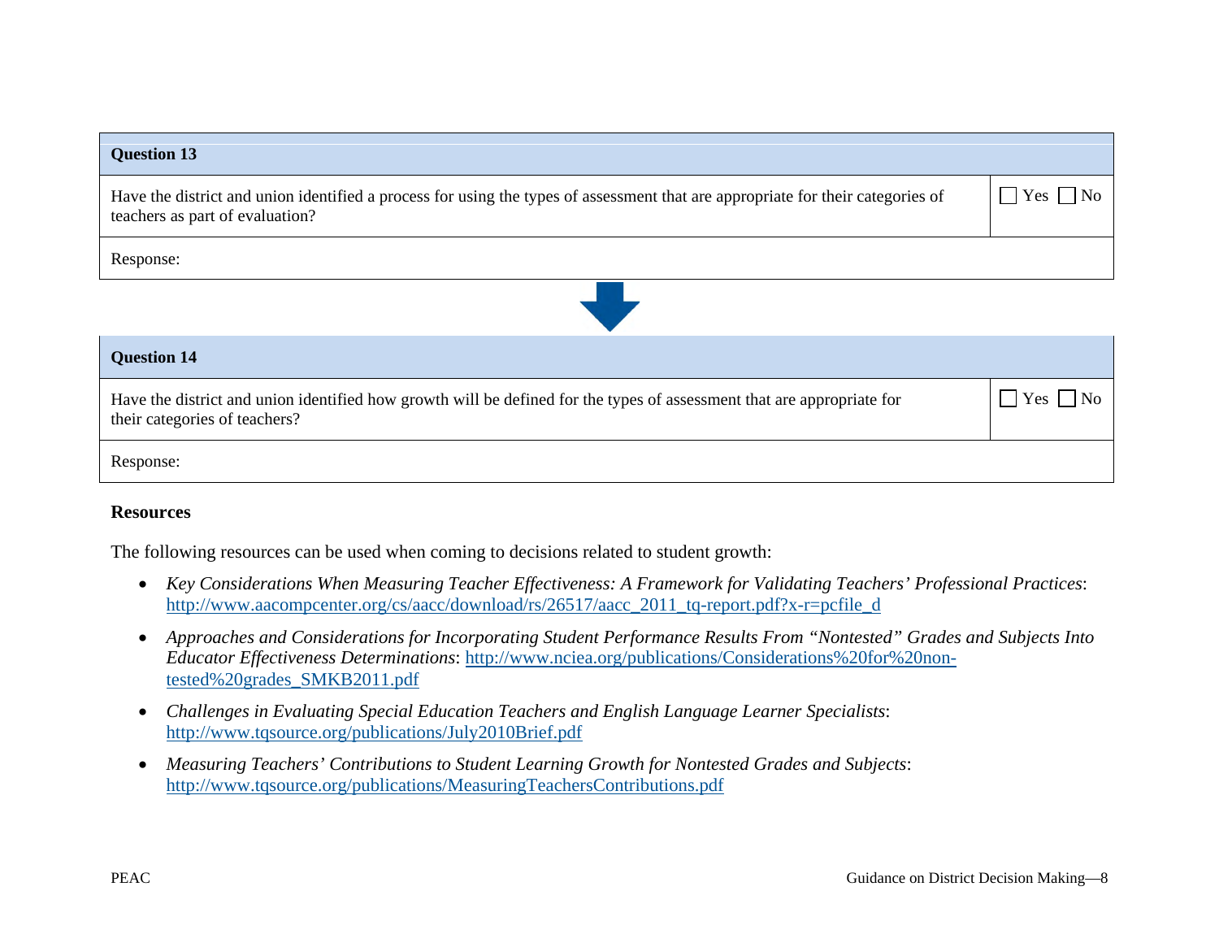| Question 13 | |
|---|---|
| Have the district and union identified a process for using the types of assessment that are appropriate for their categories of teachers as part of evaluation? | ☐ Yes ☐ No |
| Response: | |

| Question 14 | |
|---|---|
| Have the district and union identified how growth will be defined for the types of assessment that are appropriate for their categories of teachers? | ☐ Yes ☐ No |
| Response: | |

**Resources**

The following resources can be used when coming to decisions related to student growth:

- *Key Considerations When Measuring Teacher Effectiveness: A Framework for Validating Teachers' Professional Practices*: http://www.aacompcenter.org/cs/aacc/download/rs/26517/aacc_2011_tq-report.pdf?x-r=pcfile_d
- *Approaches and Considerations for Incorporating Student Performance Results From "Nontested" Grades and Subjects Into Educator Effectiveness Determinations*: http://www.nciea.org/publications/Considerations%20for%20non-tested%20grades_SMKB2011.pdf
- *Challenges in Evaluating Special Education Teachers and English Language Learner Specialists*: http://www.tqsource.org/publications/July2010Brief.pdf
- *Measuring Teachers' Contributions to Student Learning Growth for Nontested Grades and Subjects*: http://www.tqsource.org/publications/MeasuringTeachersContributions.pdf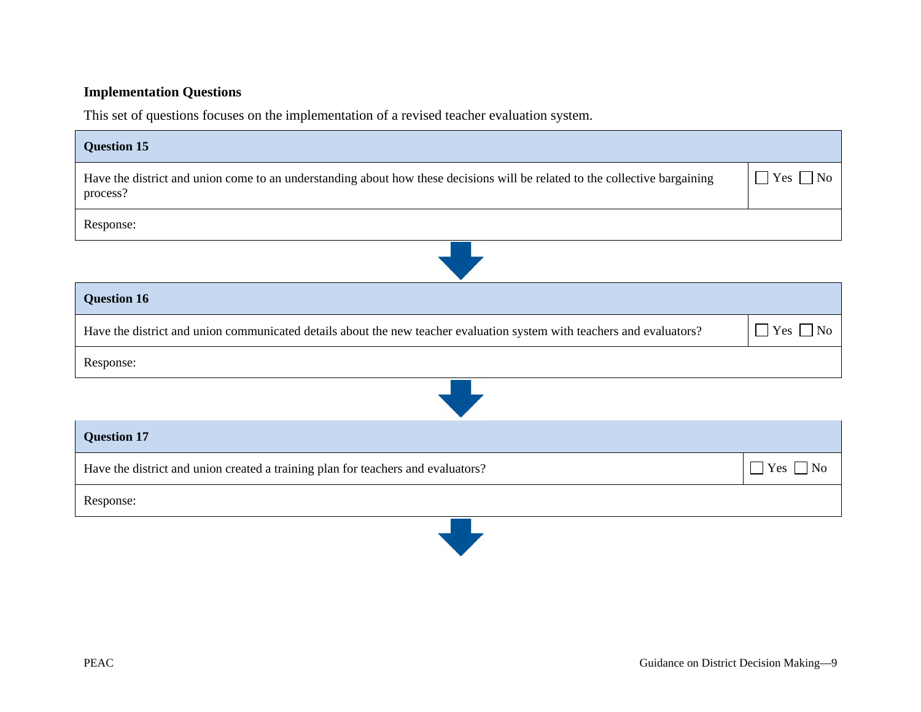**Implementation Questions**

This set of questions focuses on the implementation of a revised teacher evaluation system.

| **Question 15** | |
|---|---|
| Have the district and union come to an understanding about how these decisions will be related to the collective bargaining process? | ☐ Yes ☐ No |
| Response: | |

| **Question 16** | |
|---|---|
| Have the district and union communicated details about the new teacher evaluation system with teachers and evaluators? | ☐ Yes ☐ No |
| Response: | |

| **Question 17** | |
|---|---|
| Have the district and union created a training plan for teachers and evaluators? | ☐ Yes ☐ No |
| Response: | |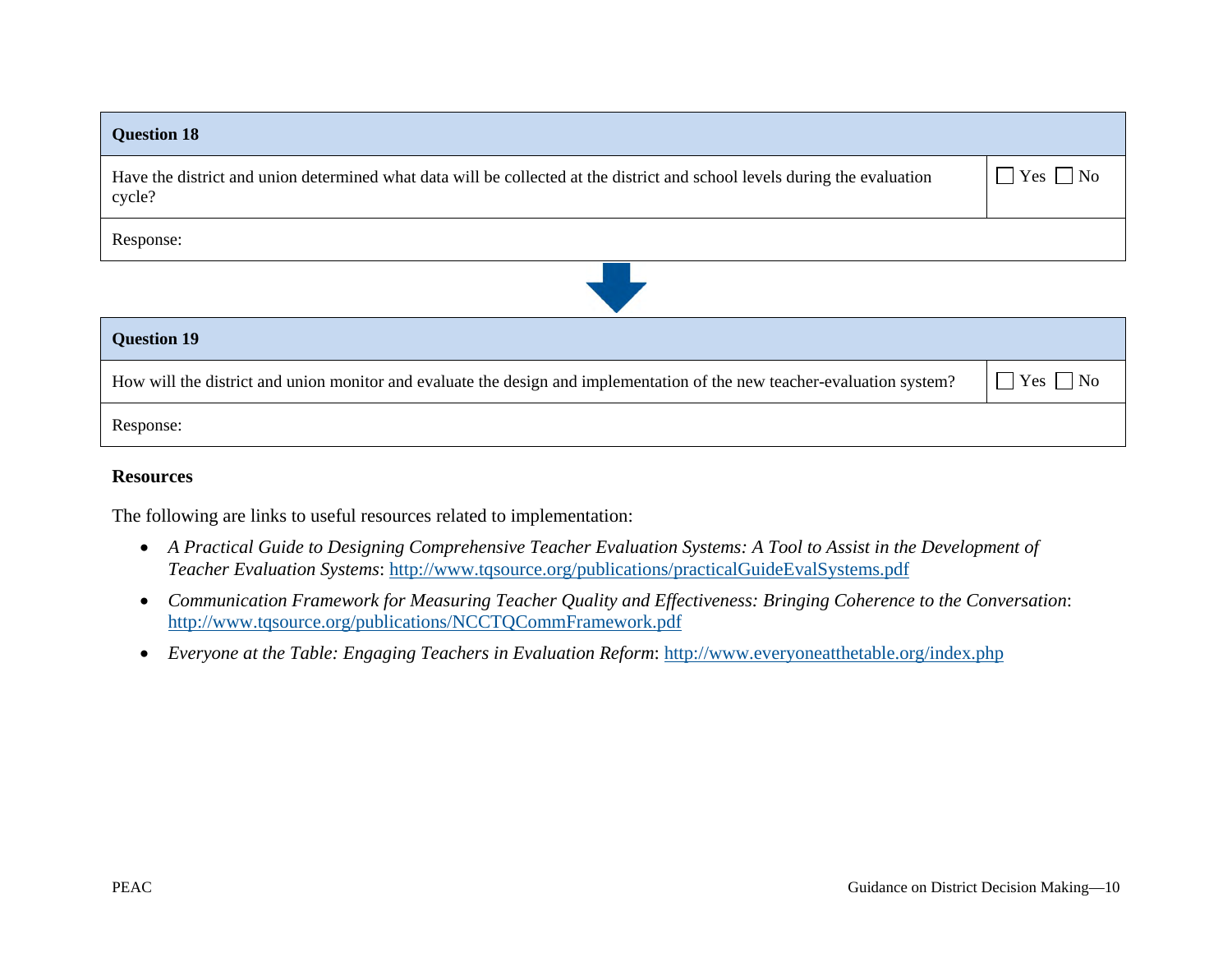| **Question 18** | |
|---|---|
| Have the district and union determined what data will be collected at the district and school levels during the evaluation cycle? | ☐ Yes ☐ No |
| Response: | |

| **Question 19** | |
|---|---|
| How will the district and union monitor and evaluate the design and implementation of the new teacher-evaluation system? | ☐ Yes ☐ No |
| Response: | |

**Resources**

The following are links to useful resources related to implementation:

- *A Practical Guide to Designing Comprehensive Teacher Evaluation Systems: A Tool to Assist in the Development of Teacher Evaluation Systems*: http://www.tqsource.org/publications/practicalGuideEvalSystems.pdf
- *Communication Framework for Measuring Teacher Quality and Effectiveness: Bringing Coherence to the Conversation*: http://www.tqsource.org/publications/NCCTQCommFramework.pdf
- *Everyone at the Table: Engaging Teachers in Evaluation Reform*: http://www.everyoneatthetable.org/index.php